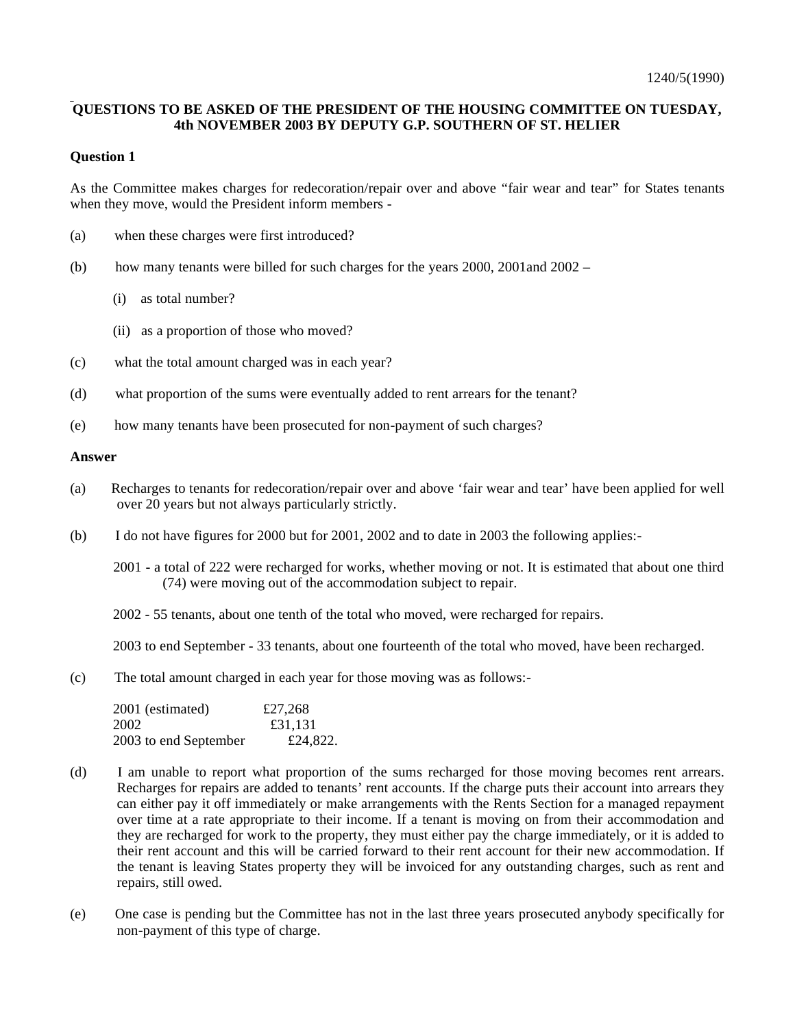1240/5(1990)

**QUESTIONS TO BE ASKED OF THE PRESIDENT OF THE HOUSING COMMITTEE ON TUESDAY, 4th NOVEMBER 2003 BY DEPUTY G.P. SOUTHERN OF ST. HELIER**

**Question 1**

As the Committee makes charges for redecoration/repair over and above "fair wear and tear" for States tenants when they move, would the President inform members -

(a) when these charges were first introduced?

(b) how many tenants were billed for such charges for the years 2000, 2001and 2002 –

(i) as total number?

(ii) as a proportion of those who moved?

(c) what the total amount charged was in each year?

(d) what proportion of the sums were eventually added to rent arrears for the tenant?

(e) how many tenants have been prosecuted for non-payment of such charges?

**Answer**

(a) Recharges to tenants for redecoration/repair over and above 'fair wear and tear' have been applied for well over 20 years but not always particularly strictly.

(b) I do not have figures for 2000 but for 2001, 2002 and to date in 2003 the following applies:-

2001 - a total of 222 were recharged for works, whether moving or not. It is estimated that about one third (74) were moving out of the accommodation subject to repair.

2002 - 55 tenants, about one tenth of the total who moved, were recharged for repairs.

2003 to end September - 33 tenants, about one fourteenth of the total who moved, have been recharged.

(c) The total amount charged in each year for those moving was as follows:-

| | |
|---|---|
| 2001 (estimated) | £27,268 |
| 2002 | £31,131 |
| 2003 to end September | £24,822. |

(d) I am unable to report what proportion of the sums recharged for those moving becomes rent arrears. Recharges for repairs are added to tenants' rent accounts. If the charge puts their account into arrears they can either pay it off immediately or make arrangements with the Rents Section for a managed repayment over time at a rate appropriate to their income. If a tenant is moving on from their accommodation and they are recharged for work to the property, they must either pay the charge immediately, or it is added to their rent account and this will be carried forward to their rent account for their new accommodation. If the tenant is leaving States property they will be invoiced for any outstanding charges, such as rent and repairs, still owed.

(e) One case is pending but the Committee has not in the last three years prosecuted anybody specifically for non-payment of this type of charge.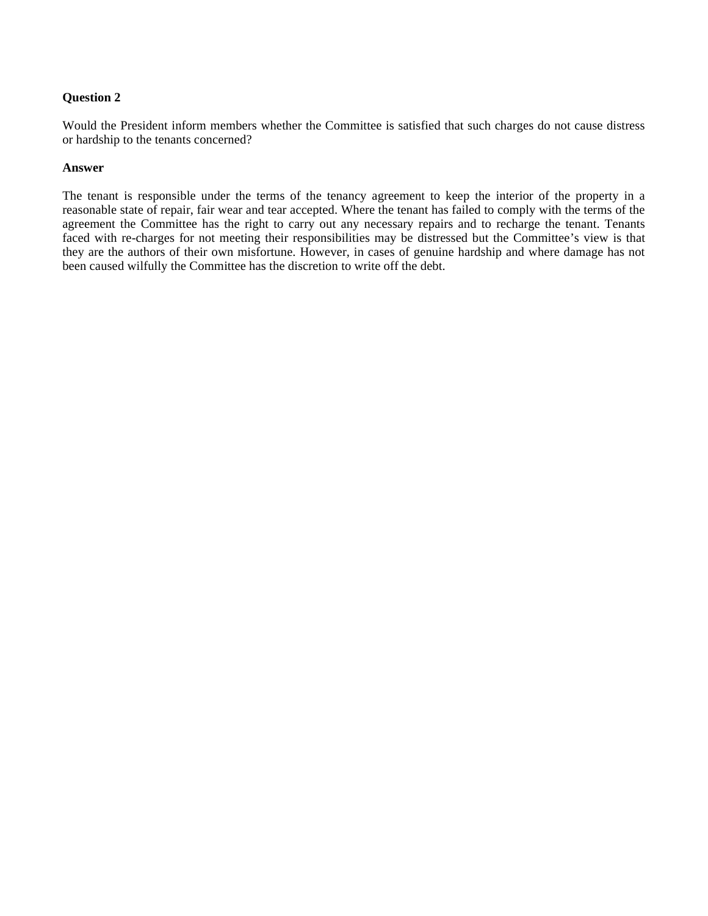**Question 2**

Would the President inform members whether the Committee is satisfied that such charges do not cause distress or hardship to the tenants concerned?

**Answer**

The tenant is responsible under the terms of the tenancy agreement to keep the interior of the property in a reasonable state of repair, fair wear and tear accepted. Where the tenant has failed to comply with the terms of the agreement the Committee has the right to carry out any necessary repairs and to recharge the tenant. Tenants faced with re-charges for not meeting their responsibilities may be distressed but the Committee's view is that they are the authors of their own misfortune. However, in cases of genuine hardship and where damage has not been caused wilfully the Committee has the discretion to write off the debt.